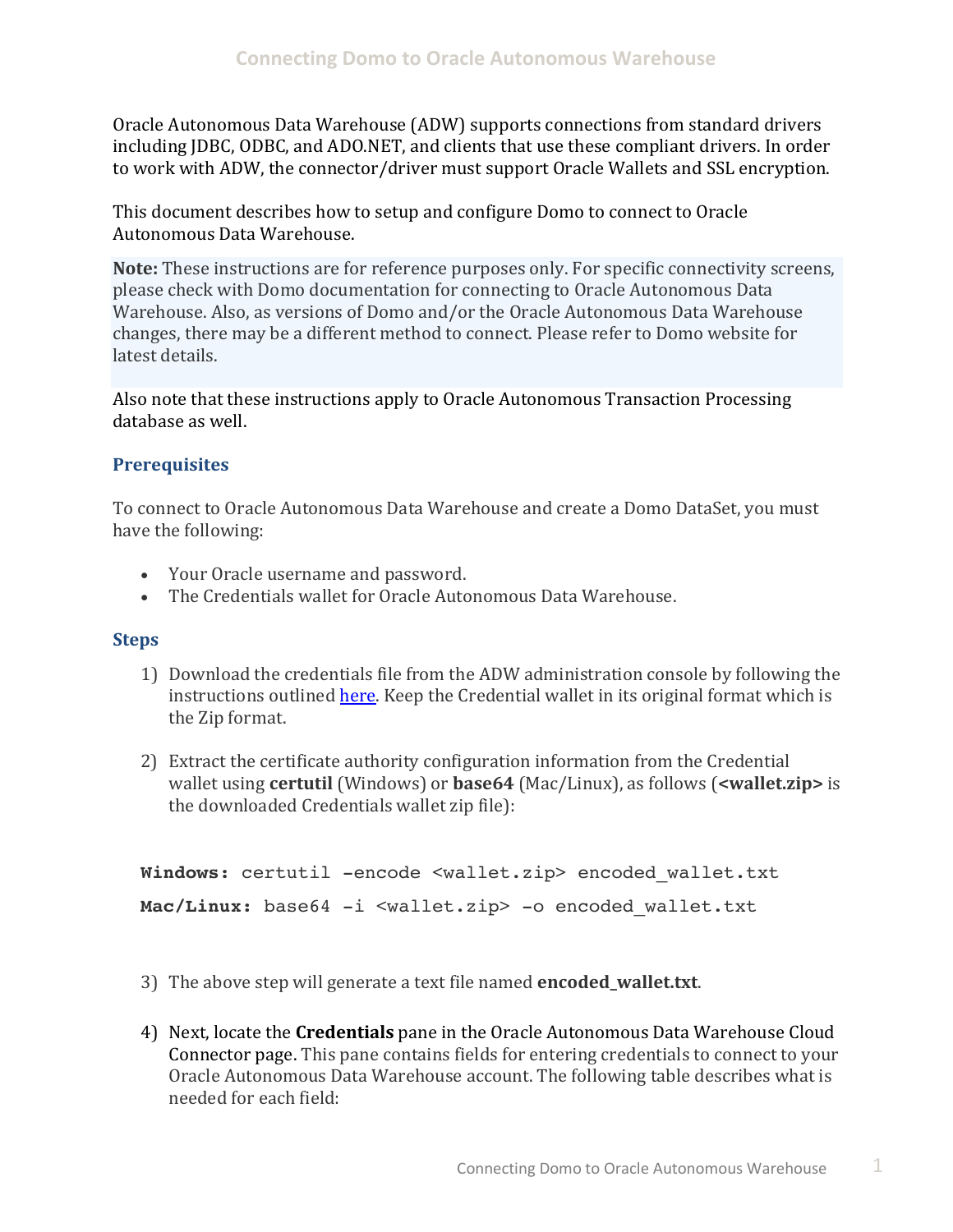Oracle Autonomous Data Warehouse (ADW) supports connections from standard drivers including JDBC, ODBC, and ADO.NET, and clients that use these compliant drivers. In order to work with ADW, the connector/driver must support Oracle Wallets and SSL encryption.

This document describes how to setup and configure Domo to connect to Oracle Autonomous Data Warehouse.

**Note:** These instructions are for reference purposes only. For specific connectivity screens, please check with Domo documentation for connecting to Oracle Autonomous Data Warehouse. Also, as versions of Domo and/or the Oracle Autonomous Data Warehouse changes, there may be a different method to connect. Please refer to Domo website for latest details.

Also note that these instructions apply to Oracle Autonomous Transaction Processing database as well.

### Prerequisites

To connect to Oracle Autonomous Data Warehouse and create a Domo DataSet, you must have the following:

- Your Oracle username and password.
- The Credentials wallet for Oracle Autonomous Data Warehouse.

### Steps

1) Download the credentials file from the ADW administration console by following the instructions outlined here. Keep the Credential wallet in its original format which is the Zip format.

2) Extract the certificate authority configuration information from the Credential wallet using **certutil** (Windows) or **base64** (Mac/Linux), as follows (**<wallet.zip>** is the downloaded Credentials wallet zip file):

```
Windows: certutil -encode <wallet.zip> encoded_wallet.txt

Mac/Linux: base64 -i <wallet.zip> -o encoded_wallet.txt
```

3) The above step will generate a text file named **encoded_wallet.txt**.

4) Next, locate the **Credentials** pane in the Oracle Autonomous Data Warehouse Cloud Connector page. This pane contains fields for entering credentials to connect to your Oracle Autonomous Data Warehouse account. The following table describes what is needed for each field: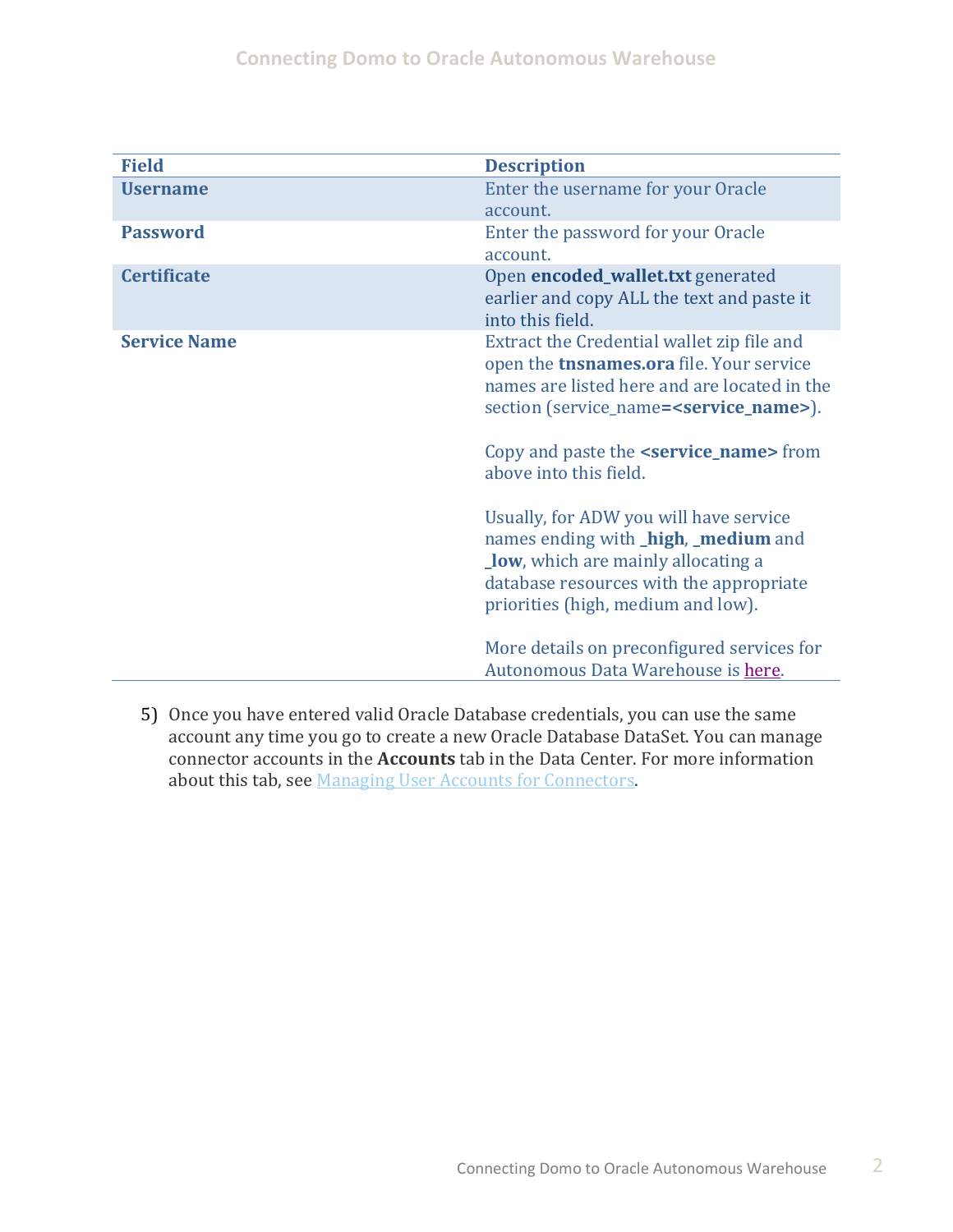| Field | Description |
| --- | --- |
| **Username** | Enter the username for your Oracle account. |
| **Password** | Enter the password for your Oracle account. |
| **Certificate** | Open **encoded_wallet.txt** generated earlier and copy ALL the text and paste it into this field. |
| **Service Name** | Extract the Credential wallet zip file and open the **tnsnames.ora** file. Your service names are listed here and are located in the section (service_name**=<service_name>**).<br><br>Copy and paste the **<service_name>** from above into this field.<br><br>Usually, for ADW you will have service names ending with **_high**, **_medium** and **_low**, which are mainly allocating a database resources with the appropriate priorities (high, medium and low).<br><br>More details on preconfigured services for Autonomous Data Warehouse is here. |

5) Once you have entered valid Oracle Database credentials, you can use the same account any time you go to create a new Oracle Database DataSet. You can manage connector accounts in the **Accounts** tab in the Data Center. For more information about this tab, see Managing User Accounts for Connectors.